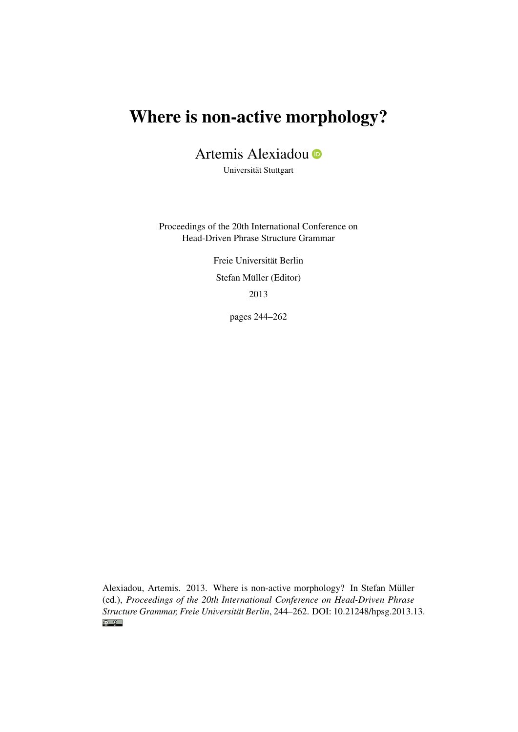# Where is non-active morphology?

Artemis Alexiadou

Universität Stuttgart

Proceedings of the 20th International Conference on
Head-Driven Phrase Structure Grammar

Freie Universität Berlin

Stefan Müller (Editor)

2013

pages 244–262

Alexiadou, Artemis. 2013. Where is non-active morphology? In Stefan Müller (ed.), *Proceedings of the 20th International Conference on Head-Driven Phrase Structure Grammar, Freie Universität Berlin*, 244–262. DOI: 10.21248/hpsg.2013.13.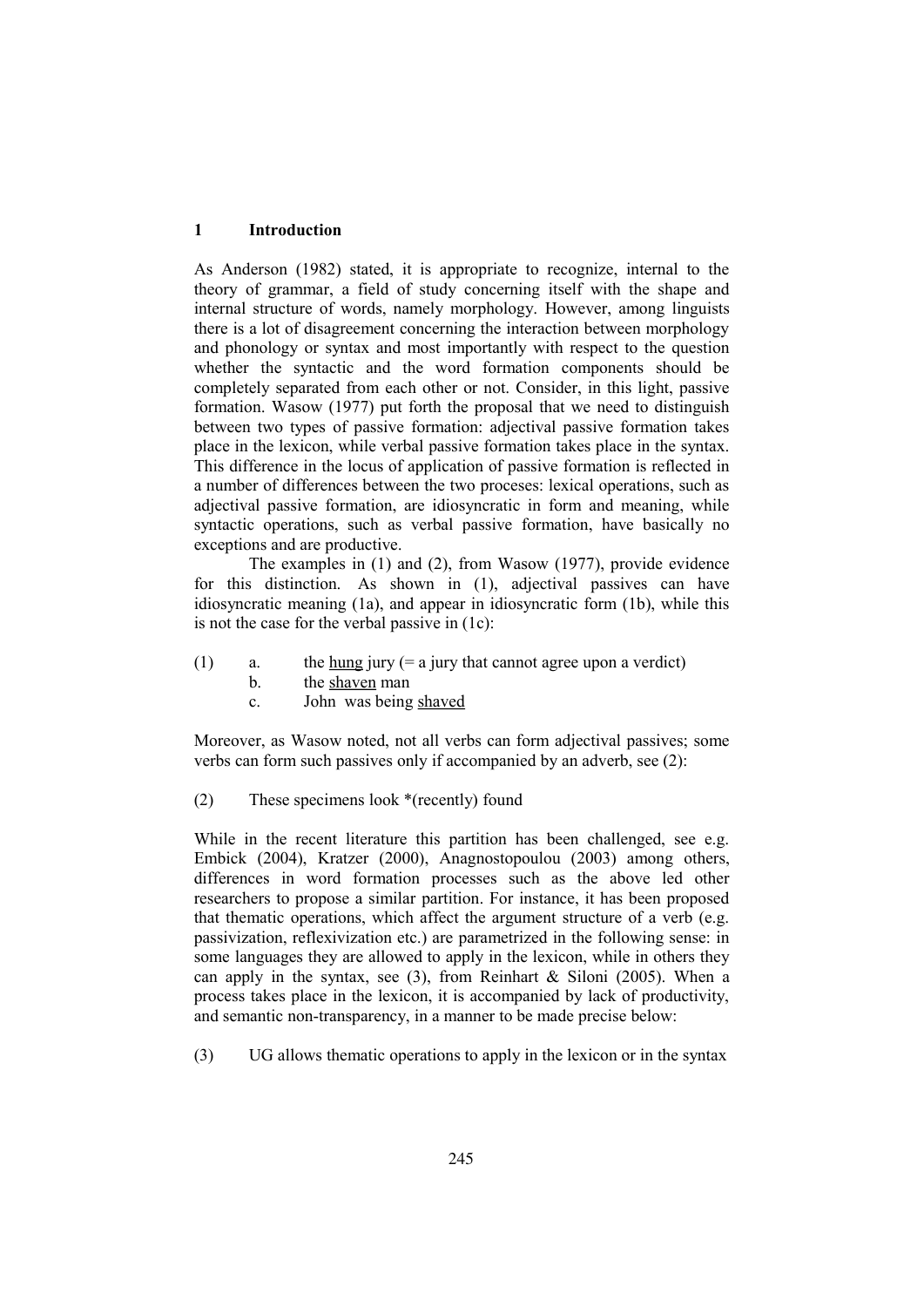## 1 Introduction

As Anderson (1982) stated, it is appropriate to recognize, internal to the theory of grammar, a field of study concerning itself with the shape and internal structure of words, namely morphology. However, among linguists there is a lot of disagreement concerning the interaction between morphology and phonology or syntax and most importantly with respect to the question whether the syntactic and the word formation components should be completely separated from each other or not. Consider, in this light, passive formation. Wasow (1977) put forth the proposal that we need to distinguish between two types of passive formation: adjectival passive formation takes place in the lexicon, while verbal passive formation takes place in the syntax. This difference in the locus of application of passive formation is reflected in a number of differences between the two proceses: lexical operations, such as adjectival passive formation, are idiosyncratic in form and meaning, while syntactic operations, such as verbal passive formation, have basically no exceptions and are productive.

The examples in (1) and (2), from Wasow (1977), provide evidence for this distinction. As shown in (1), adjectival passives can have idiosyncratic meaning (1a), and appear in idiosyncratic form (1b), while this is not the case for the verbal passive in (1c):

(1) a. the <u>hung</u> jury (= a jury that cannot agree upon a verdict)
 b. the <u>shaven</u> man
 c. John was being <u>shaved</u>

Moreover, as Wasow noted, not all verbs can form adjectival passives; some verbs can form such passives only if accompanied by an adverb, see (2):

(2) These specimens look *(recently) found

While in the recent literature this partition has been challenged, see e.g. Embick (2004), Kratzer (2000), Anagnostopoulou (2003) among others, differences in word formation processes such as the above led other researchers to propose a similar partition. For instance, it has been proposed that thematic operations, which affect the argument structure of a verb (e.g. passivization, reflexivization etc.) are parametrized in the following sense: in some languages they are allowed to apply in the lexicon, while in others they can apply in the syntax, see (3), from Reinhart & Siloni (2005). When a process takes place in the lexicon, it is accompanied by lack of productivity, and semantic non-transparency, in a manner to be made precise below:

(3) UG allows thematic operations to apply in the lexicon or in the syntax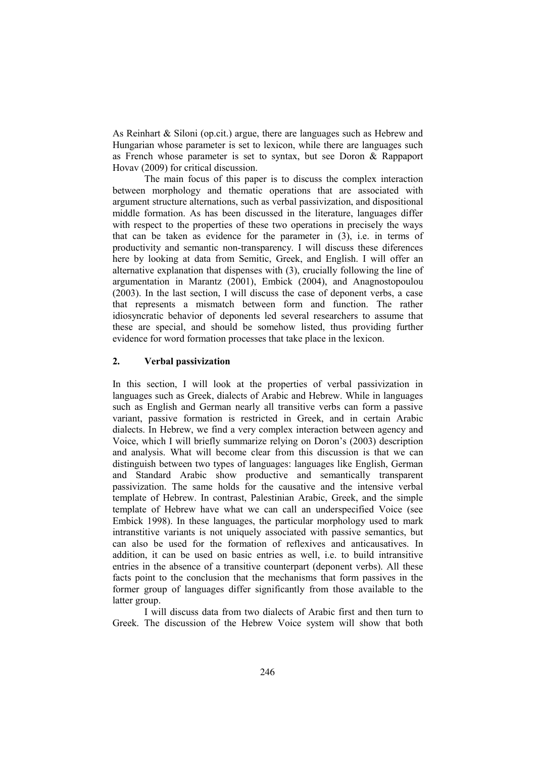As Reinhart & Siloni (op.cit.) argue, there are languages such as Hebrew and Hungarian whose parameter is set to lexicon, while there are languages such as French whose parameter is set to syntax, but see Doron & Rappaport Hovav (2009) for critical discussion.

The main focus of this paper is to discuss the complex interaction between morphology and thematic operations that are associated with argument structure alternations, such as verbal passivization, and dispositional middle formation. As has been discussed in the literature, languages differ with respect to the properties of these two operations in precisely the ways that can be taken as evidence for the parameter in (3), i.e. in terms of productivity and semantic non-transparency. I will discuss these diferences here by looking at data from Semitic, Greek, and English. I will offer an alternative explanation that dispenses with (3), crucially following the line of argumentation in Marantz (2001), Embick (2004), and Anagnostopoulou (2003). In the last section, I will discuss the case of deponent verbs, a case that represents a mismatch between form and function. The rather idiosyncratic behavior of deponents led several researchers to assume that these are special, and should be somehow listed, thus providing further evidence for word formation processes that take place in the lexicon.

## 2. Verbal passivization

In this section, I will look at the properties of verbal passivization in languages such as Greek, dialects of Arabic and Hebrew. While in languages such as English and German nearly all transitive verbs can form a passive variant, passive formation is restricted in Greek, and in certain Arabic dialects. In Hebrew, we find a very complex interaction between agency and Voice, which I will briefly summarize relying on Doron's (2003) description and analysis. What will become clear from this discussion is that we can distinguish between two types of languages: languages like English, German and Standard Arabic show productive and semantically transparent passivization. The same holds for the causative and the intensive verbal template of Hebrew. In contrast, Palestinian Arabic, Greek, and the simple template of Hebrew have what we can call an underspecified Voice (see Embick 1998). In these languages, the particular morphology used to mark intranstitive variants is not uniquely associated with passive semantics, but can also be used for the formation of reflexives and anticausatives. In addition, it can be used on basic entries as well, i.e. to build intransitive entries in the absence of a transitive counterpart (deponent verbs). All these facts point to the conclusion that the mechanisms that form passives in the former group of languages differ significantly from those available to the latter group.

I will discuss data from two dialects of Arabic first and then turn to Greek. The discussion of the Hebrew Voice system will show that both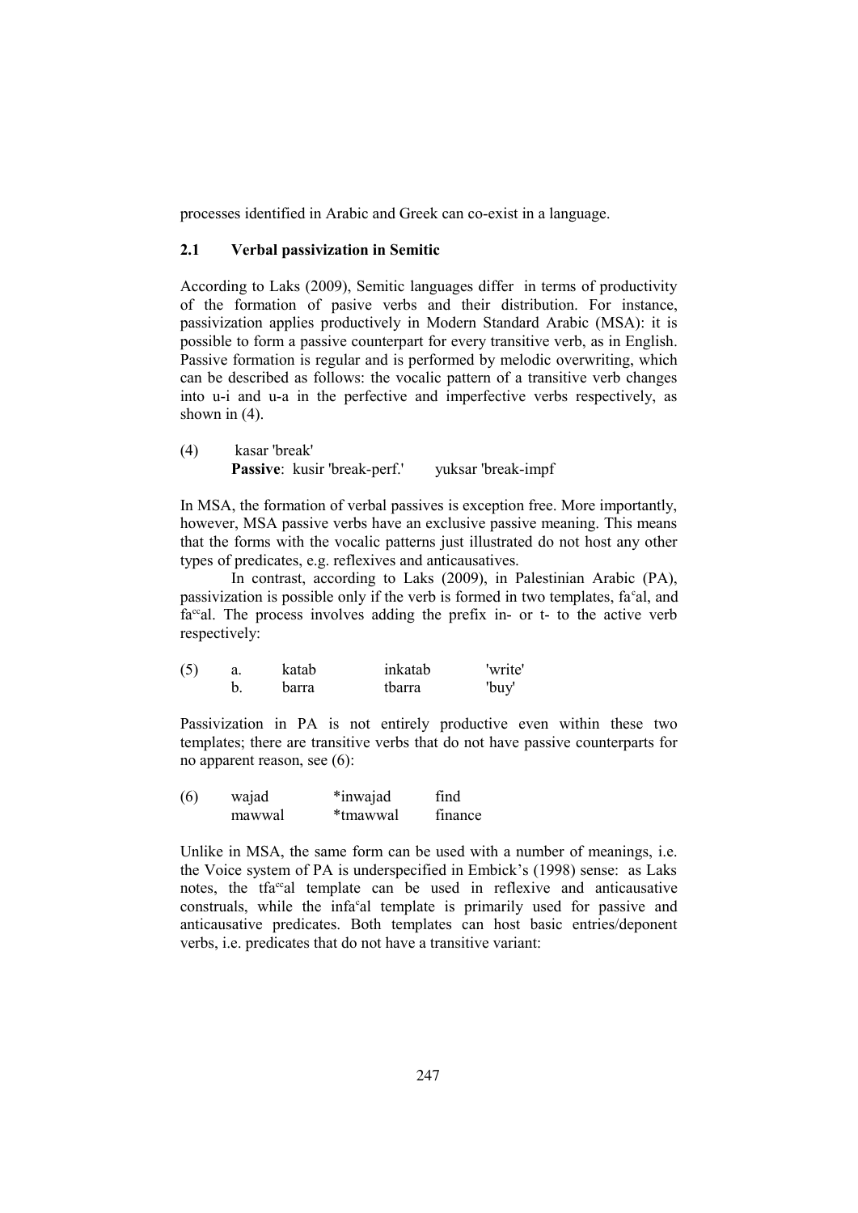processes identified in Arabic and Greek can co-exist in a language.

## 2.1 Verbal passivization in Semitic

According to Laks (2009), Semitic languages differ in terms of productivity of the formation of pasive verbs and their distribution. For instance, passivization applies productively in Modern Standard Arabic (MSA): it is possible to form a passive counterpart for every transitive verb, as in English. Passive formation is regular and is performed by melodic overwriting, which can be described as follows: the vocalic pattern of a transitive verb changes into u-i and u-a in the perfective and imperfective verbs respectively, as shown in (4).

(4) kasar 'break'
**Passive**: kusir 'break-perf.' yuksar 'break-impf

In MSA, the formation of verbal passives is exception free. More importantly, however, MSA passive verbs have an exclusive passive meaning. This means that the forms with the vocalic patterns just illustrated do not host any other types of predicates, e.g. reflexives and anticausatives.

In contrast, according to Laks (2009), in Palestinian Arabic (PA), passivization is possible only if the verb is formed in two templates, faˁal, and faˁˁal. The process involves adding the prefix in- or t- to the active verb respectively:

| (5) | a. | katab | inkatab | 'write' |
|---|---|---|---|---|
| | b. | barra | tbarra | 'buy' |

Passivization in PA is not entirely productive even within these two templates; there are transitive verbs that do not have passive counterparts for no apparent reason, see (6):

| (6) | wajad | *inwajad | find |
|---|---|---|---|
| | mawwal | *tmawwal | finance |

Unlike in MSA, the same form can be used with a number of meanings, i.e. the Voice system of PA is underspecified in Embick's (1998) sense: as Laks notes, the tfaˁˁal template can be used in reflexive and anticausative construals, while the infaˁal template is primarily used for passive and anticausative predicates. Both templates can host basic entries/deponent verbs, i.e. predicates that do not have a transitive variant: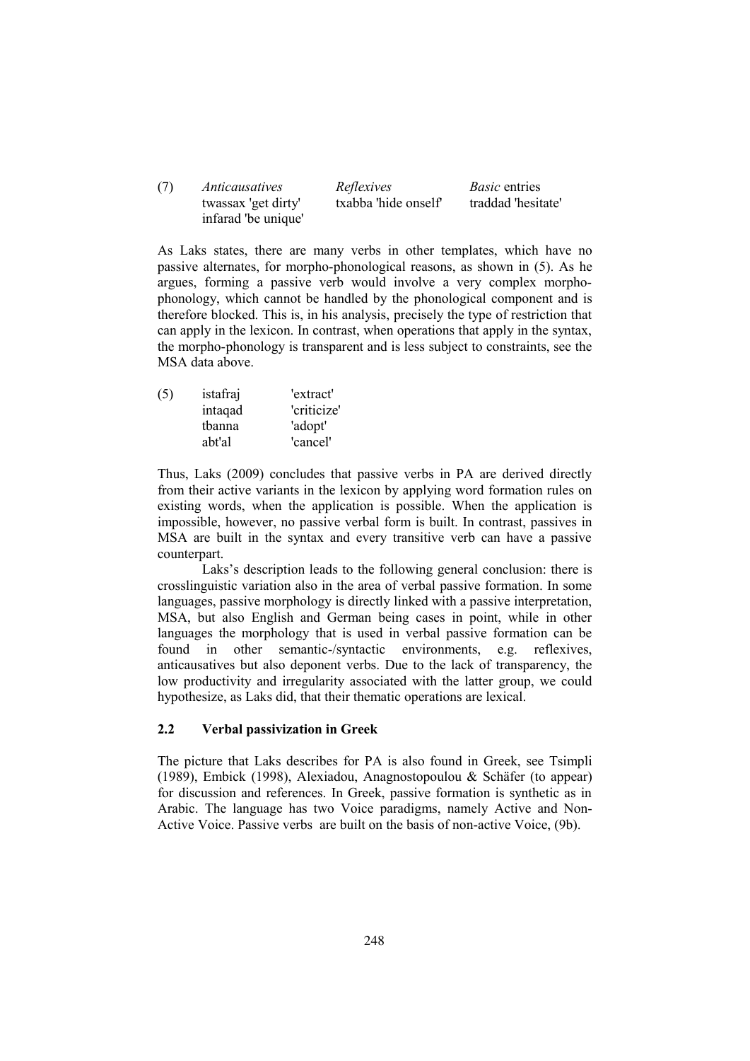(7) *Anticausatives* *Reflexives* *Basic* entries

| | *Anticausatives* | *Reflexives* | *Basic* entries |
|---|---|---|---|
| (7) | twassax 'get dirty' | txabba 'hide onself' | traddad 'hesitate' |
| | infarad 'be unique' | | |

As Laks states, there are many verbs in other templates, which have no passive alternates, for morpho-phonological reasons, as shown in (5). As he argues, forming a passive verb would involve a very complex morpho-phonology, which cannot be handled by the phonological component and is therefore blocked. This is, in his analysis, precisely the type of restriction that can apply in the lexicon. In contrast, when operations that apply in the syntax, the morpho-phonology is transparent and is less subject to constraints, see the MSA data above.

| | | |
|---|---|---|
| (5) | istafraj | 'extract' |
| | intaqad | 'criticize' |
| | tbanna | 'adopt' |
| | abt'al | 'cancel' |

Thus, Laks (2009) concludes that passive verbs in PA are derived directly from their active variants in the lexicon by applying word formation rules on existing words, when the application is possible. When the application is impossible, however, no passive verbal form is built. In contrast, passives in MSA are built in the syntax and every transitive verb can have a passive counterpart.

Laks's description leads to the following general conclusion: there is crosslinguistic variation also in the area of verbal passive formation. In some languages, passive morphology is directly linked with a passive interpretation, MSA, but also English and German being cases in point, while in other languages the morphology that is used in verbal passive formation can be found in other semantic-/syntactic environments, e.g. reflexives, anticausatives but also deponent verbs. Due to the lack of transparency, the low productivity and irregularity associated with the latter group, we could hypothesize, as Laks did, that their thematic operations are lexical.

### 2.2 Verbal passivization in Greek

The picture that Laks describes for PA is also found in Greek, see Tsimpli (1989), Embick (1998), Alexiadou, Anagnostopoulou & Schäfer (to appear) for discussion and references. In Greek, passive formation is synthetic as in Arabic. The language has two Voice paradigms, namely Active and Non-Active Voice. Passive verbs are built on the basis of non-active Voice, (9b).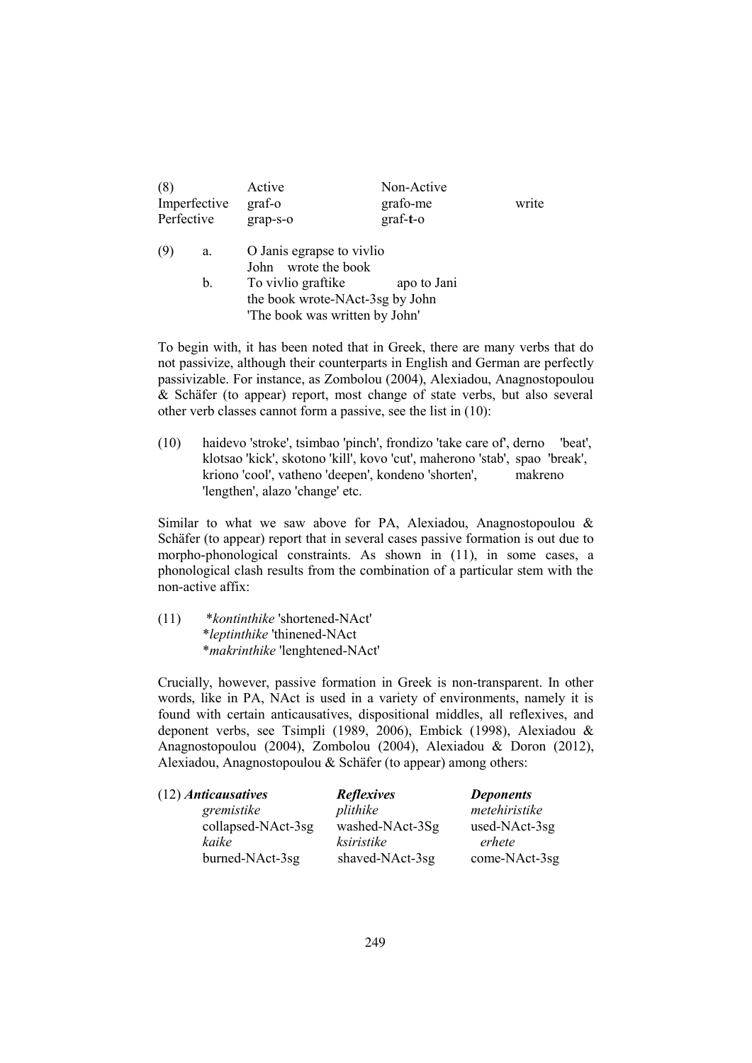| (8) | Active | Non-Active | |
|---|---|---|---|
| Imperfective | graf-o | grafo-me | write |
| Perfective | grap-s-o | graf-**t**-o | |

(9) a. O Janis egrapse to vivlio
John wrote the book

b. To vivlio graftike apo to Jani
the book wrote-NAct-3sg by John
'The book was written by John'

To begin with, it has been noted that in Greek, there are many verbs that do not passivize, although their counterparts in English and German are perfectly passivizable. For instance, as Zombolou (2004), Alexiadou, Anagnostopoulou & Schäfer (to appear) report, most change of state verbs, but also several other verb classes cannot form a passive, see the list in (10):

(10) haidevo 'stroke', tsimbao 'pinch', frondizo 'take care of', derno 'beat', klotsao 'kick', skotono 'kill', kovo 'cut', maherono 'stab', spao 'break', kriono 'cool', vatheno 'deepen', kondeno 'shorten', makreno 'lengthen', alazo 'change' etc.

Similar to what we saw above for PA, Alexiadou, Anagnostopoulou & Schäfer (to appear) report that in several cases passive formation is out due to morpho-phonological constraints. As shown in (11), in some cases, a phonological clash results from the combination of a particular stem with the non-active affix:

(11) \**kontinthike* 'shortened-NAct'
\**leptinthike* 'thinened-NAct
\**makrinthike* 'lenghtened-NAct'

Crucially, however, passive formation in Greek is non-transparent. In other words, like in PA, NAct is used in a variety of environments, namely it is found with certain anticausatives, dispositional middles, all reflexives, and deponent verbs, see Tsimpli (1989, 2006), Embick (1998), Alexiadou & Anagnostopoulou (2004), Zombolou (2004), Alexiadou & Doron (2012), Alexiadou, Anagnostopoulou & Schäfer (to appear) among others:

| (12) ***Anticausatives*** | ***Reflexives*** | ***Deponents*** |
|---|---|---|
| *gremistike* | *plithike* | *metehiristike* |
| collapsed-NAct-3sg | washed-NAct-3Sg | used-NAct-3sg |
| *kaike* | *ksiristike* | *erhete* |
| burned-NAct-3sg | shaved-NAct-3sg | come-NAct-3sg |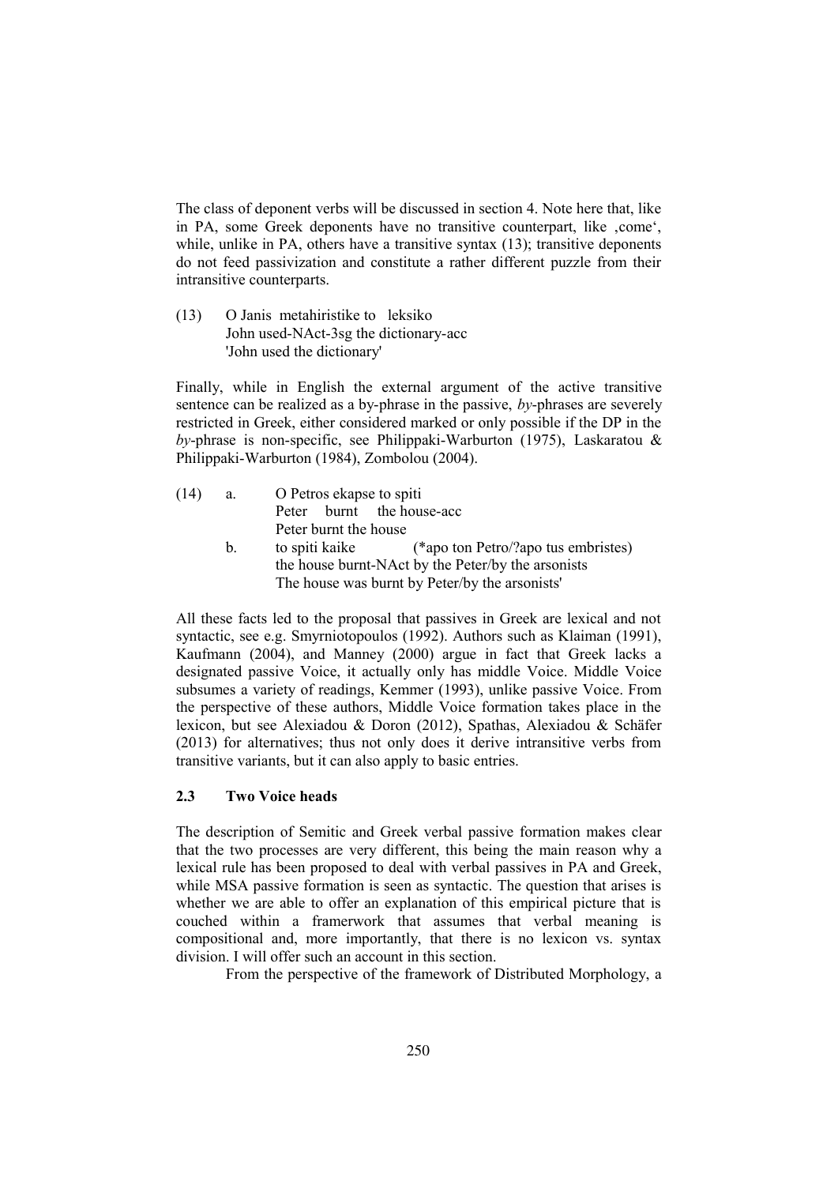The class of deponent verbs will be discussed in section 4. Note here that, like in PA, some Greek deponents have no transitive counterpart, like ‚come‘, while, unlike in PA, others have a transitive syntax (13); transitive deponents do not feed passivization and constitute a rather different puzzle from their intransitive counterparts.

(13) O Janis metahiristike to leksiko
 John used-NAct-3sg the dictionary-acc
 'John used the dictionary'

Finally, while in English the external argument of the active transitive sentence can be realized as a by-phrase in the passive, *by*-phrases are severely restricted in Greek, either considered marked or only possible if the DP in the *by*-phrase is non-specific, see Philippaki-Warburton (1975), Laskaratou & Philippaki-Warburton (1984), Zombolou (2004).

(14) a. O Petros ekapse to spiti
 Peter burnt the house-acc
 Peter burnt the house
 b. to spiti kaike (*apo ton Petro/?apo tus embristes)
 the house burnt-NAct by the Peter/by the arsonists
 The house was burnt by Peter/by the arsonists'

All these facts led to the proposal that passives in Greek are lexical and not syntactic, see e.g. Smyrniotopoulos (1992). Authors such as Klaiman (1991), Kaufmann (2004), and Manney (2000) argue in fact that Greek lacks a designated passive Voice, it actually only has middle Voice. Middle Voice subsumes a variety of readings, Kemmer (1993), unlike passive Voice. From the perspective of these authors, Middle Voice formation takes place in the lexicon, but see Alexiadou & Doron (2012), Spathas, Alexiadou & Schäfer (2013) for alternatives; thus not only does it derive intransitive verbs from transitive variants, but it can also apply to basic entries.

### 2.3 Two Voice heads

The description of Semitic and Greek verbal passive formation makes clear that the two processes are very different, this being the main reason why a lexical rule has been proposed to deal with verbal passives in PA and Greek, while MSA passive formation is seen as syntactic. The question that arises is whether we are able to offer an explanation of this empirical picture that is couched within a framerwork that assumes that verbal meaning is compositional and, more importantly, that there is no lexicon vs. syntax division. I will offer such an account in this section.

From the perspective of the framework of Distributed Morphology, a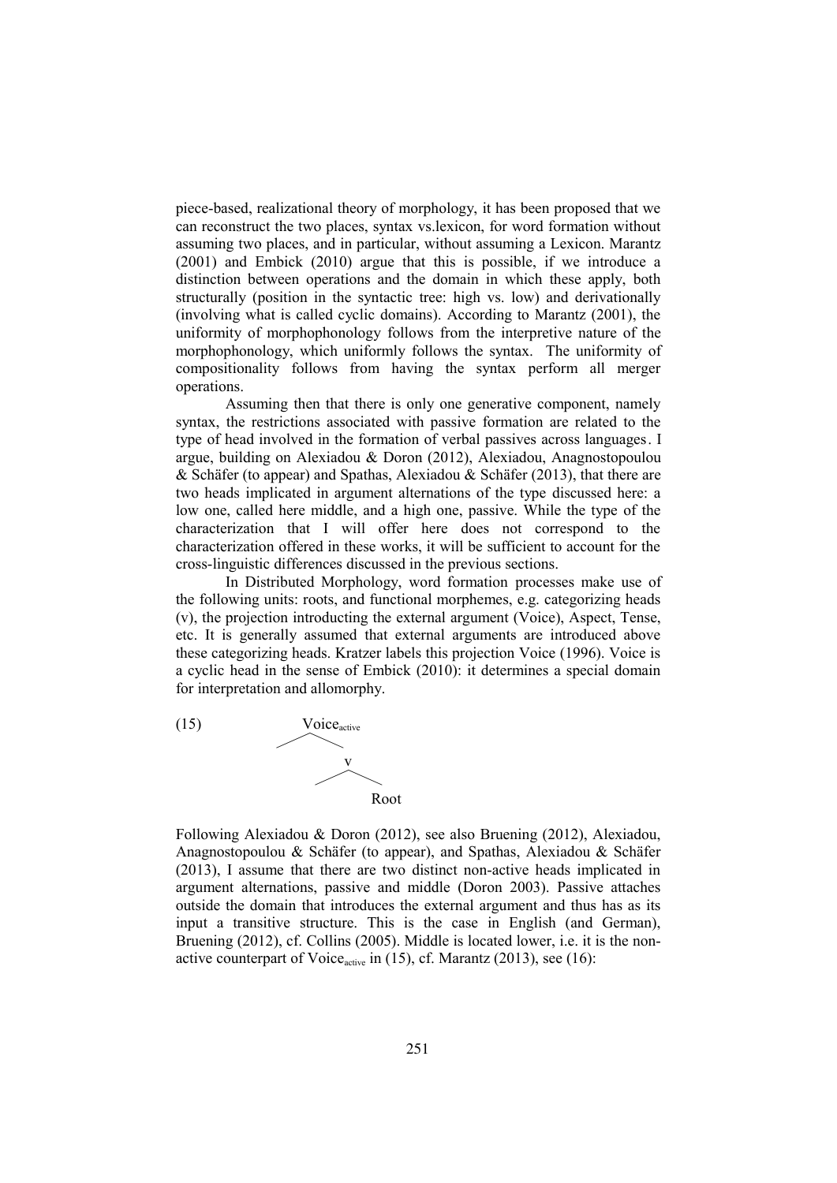piece-based, realizational theory of morphology, it has been proposed that we can reconstruct the two places, syntax vs.lexicon, for word formation without assuming two places, and in particular, without assuming a Lexicon. Marantz (2001) and Embick (2010) argue that this is possible, if we introduce a distinction between operations and the domain in which these apply, both structurally (position in the syntactic tree: high vs. low) and derivationally (involving what is called cyclic domains). According to Marantz (2001), the uniformity of morphophonology follows from the interpretive nature of the morphophonology, which uniformly follows the syntax. The uniformity of compositionality follows from having the syntax perform all merger operations.

Assuming then that there is only one generative component, namely syntax, the restrictions associated with passive formation are related to the type of head involved in the formation of verbal passives across languages. I argue, building on Alexiadou & Doron (2012), Alexiadou, Anagnostopoulou & Schäfer (to appear) and Spathas, Alexiadou & Schäfer (2013), that there are two heads implicated in argument alternations of the type discussed here: a low one, called here middle, and a high one, passive. While the type of the characterization that I will offer here does not correspond to the characterization offered in these works, it will be sufficient to account for the cross-linguistic differences discussed in the previous sections.

In Distributed Morphology, word formation processes make use of the following units: roots, and functional morphemes, e.g. categorizing heads (v), the projection introducting the external argument (Voice), Aspect, Tense, etc. It is generally assumed that external arguments are introduced above these categorizing heads. Kratzer labels this projection Voice (1996). Voice is a cyclic head in the sense of Embick (2010): it determines a special domain for interpretation and allomorphy.

(15) $[\text{Voice}_{active} \; [v \; \text{Root}]]$

Following Alexiadou & Doron (2012), see also Bruening (2012), Alexiadou, Anagnostopoulou & Schäfer (to appear), and Spathas, Alexiadou & Schäfer (2013), I assume that there are two distinct non-active heads implicated in argument alternations, passive and middle (Doron 2003). Passive attaches outside the domain that introduces the external argument and thus has as its input a transitive structure. This is the case in English (and German), Bruening (2012), cf. Collins (2005). Middle is located lower, i.e. it is the non-active counterpart of $\text{Voice}_{active}$ in (15), cf. Marantz (2013), see (16):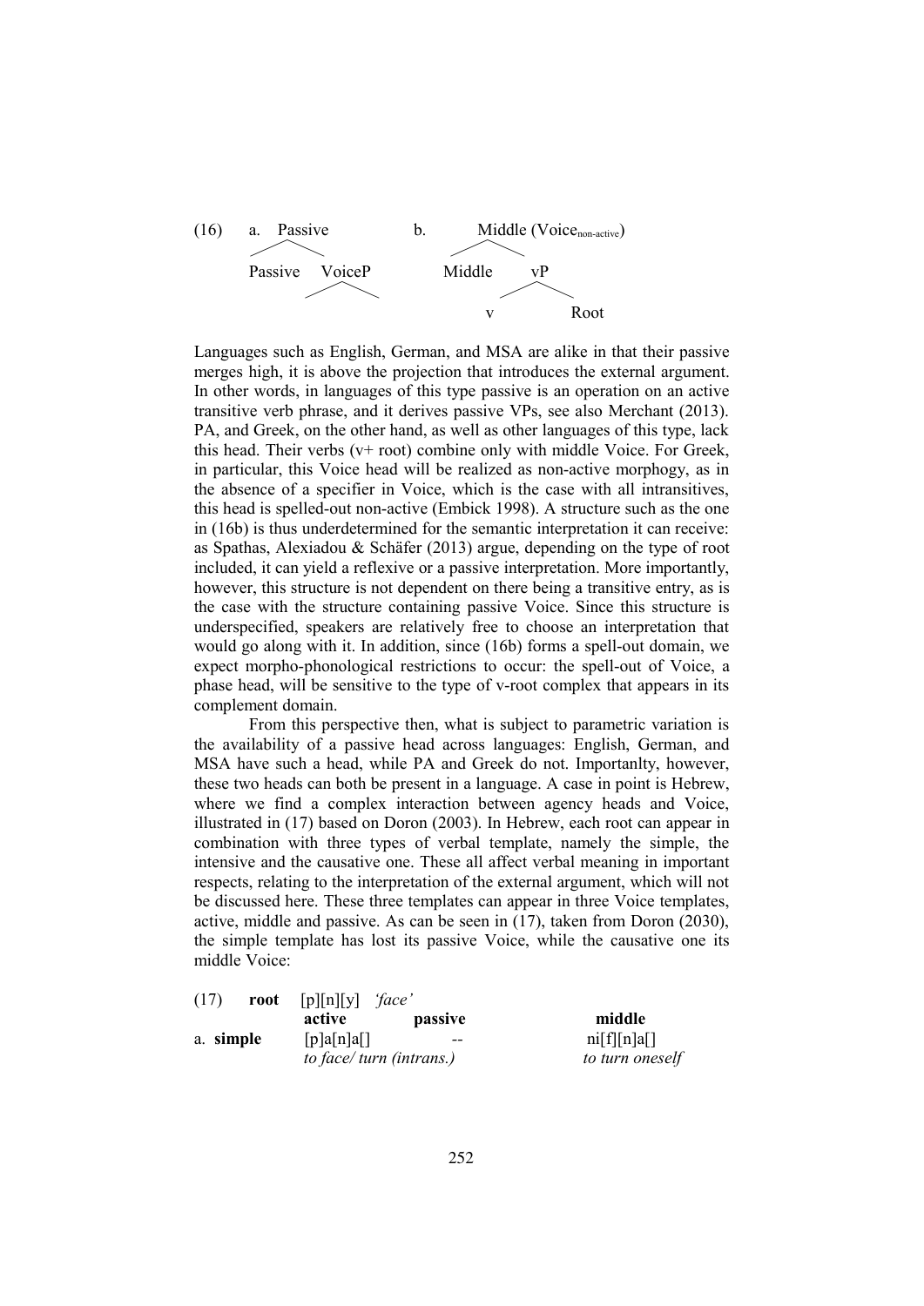(16) a. Passive b. Middle (Voice$_{non\text{-}active}$)

```
a.     Passive                b.        Middle (Voice_non-active)
      /       \                        /         \
  Passive    VoiceP                Middle         vP
               /  \                              /  \
                                                v    Root
```

Languages such as English, German, and MSA are alike in that their passive merges high, it is above the projection that introduces the external argument. In other words, in languages of this type passive is an operation on an active transitive verb phrase, and it derives passive VPs, see also Merchant (2013). PA, and Greek, on the other hand, as well as other languages of this type, lack this head. Their verbs (v+ root) combine only with middle Voice. For Greek, in particular, this Voice head will be realized as non-active morphogy, as in the absence of a specifier in Voice, which is the case with all intransitives, this head is spelled-out non-active (Embick 1998). A structure such as the one in (16b) is thus underdetermined for the semantic interpretation it can receive: as Spathas, Alexiadou & Schäfer (2013) argue, depending on the type of root included, it can yield a reflexive or a passive interpretation. More importantly, however, this structure is not dependent on there being a transitive entry, as is the case with the structure containing passive Voice. Since this structure is underspecified, speakers are relatively free to choose an interpretation that would go along with it. In addition, since (16b) forms a spell-out domain, we expect morpho-phonological restrictions to occur: the spell-out of Voice, a phase head, will be sensitive to the type of v-root complex that appears in its complement domain.

From this perspective then, what is subject to parametric variation is the availability of a passive head across languages: English, German, and MSA have such a head, while PA and Greek do not. Importanlty, however, these two heads can both be present in a language. A case in point is Hebrew, where we find a complex interaction between agency heads and Voice, illustrated in (17) based on Doron (2003). In Hebrew, each root can appear in combination with three types of verbal template, namely the simple, the intensive and the causative one. These all affect verbal meaning in important respects, relating to the interpretation of the external argument, which will not be discussed here. These three templates can appear in three Voice templates, active, middle and passive. As can be seen in (17), taken from Doron (2030), the simple template has lost its passive Voice, while the causative one its middle Voice:

(17) **root** [p][n][y] *'face'*

| | **active** | **passive** | **middle** |
|---|---|---|---|
| a. **simple** | [p]a[n]a[] | -- | ni[f][n]a[] |
| | *to face/ turn (intrans.)* | | *to turn oneself* |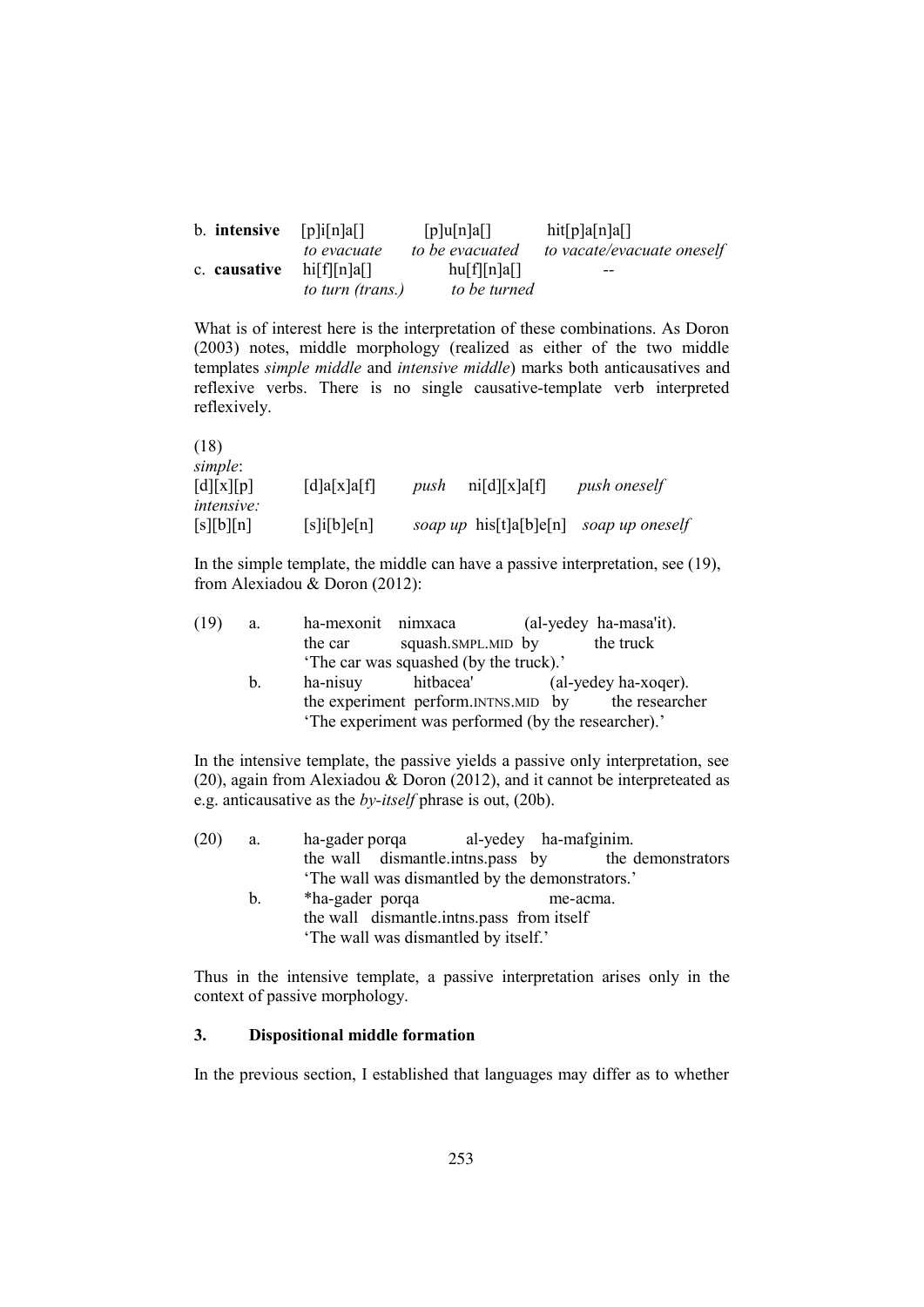| b. **intensive** | [p]i[n]a[] | [p]u[n]a[] | hit[p]a[n]a[] |
| --- | --- | --- | --- |
| | *to evacuate* | *to be evacuated* | *to vacate/evacuate oneself* |
| c. **causative** | hi[f][n]a[] | hu[f][n]a[] | -- |
| | *to turn (trans.)* | *to be turned* | |

What is of interest here is the interpretation of these combinations. As Doron (2003) notes, middle morphology (realized as either of the two middle templates *simple middle* and *intensive middle*) marks both anticausatives and reflexive verbs. There is no single causative-template verb interpreted reflexively.

(18)

| | | | | |
| --- | --- | --- | --- | --- |
| *simple*: | | | | |
| [d][x][p] | [d]a[x]a[f] | *push* | ni[d][x]a[f] | *push oneself* |
| *intensive:* | | | | |
| [s][b][n] | [s]i[b]e[n] | *soap up* | his[t]a[b]e[n] | *soap up oneself* |

In the simple template, the middle can have a passive interpretation, see (19), from Alexiadou & Doron (2012):

(19) a. ha-mexonit nimxaca (al-yedey ha-masa'it).
the car squash.SMPL.MID by the truck
'The car was squashed (by the truck).'

b. ha-nisuy hitbacea' (al-yedey ha-xoqer).
the experiment perform.INTNS.MID by the researcher
'The experiment was performed (by the researcher).'

In the intensive template, the passive yields a passive only interpretation, see (20), again from Alexiadou & Doron (2012), and it cannot be interpreteated as e.g. anticausative as the *by-itself* phrase is out, (20b).

(20) a. ha-gader porqa al-yedey ha-mafginim.
the wall dismantle.intns.pass by the demonstrators
'The wall was dismantled by the demonstrators.'

b. *ha-gader porqa me-acma.
the wall dismantle.intns.pass from itself
'The wall was dismantled by itself.'

Thus in the intensive template, a passive interpretation arises only in the context of passive morphology.

## 3. Dispositional middle formation

In the previous section, I established that languages may differ as to whether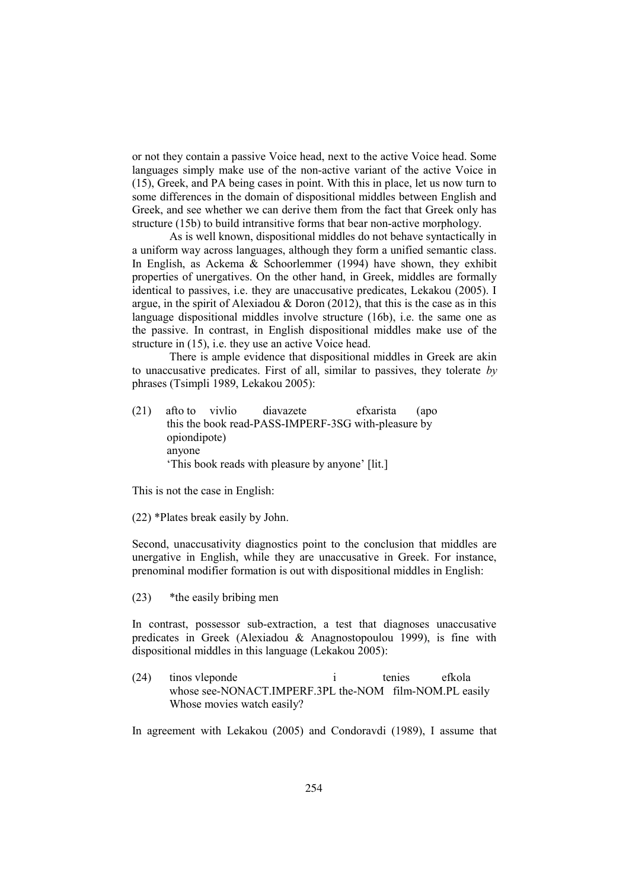or not they contain a passive Voice head, next to the active Voice head. Some languages simply make use of the non-active variant of the active Voice in (15), Greek, and PA being cases in point. With this in place, let us now turn to some differences in the domain of dispositional middles between English and Greek, and see whether we can derive them from the fact that Greek only has structure (15b) to build intransitive forms that bear non-active morphology.

As is well known, dispositional middles do not behave syntactically in a uniform way across languages, although they form a unified semantic class. In English, as Ackema & Schoorlemmer (1994) have shown, they exhibit properties of unergatives. On the other hand, in Greek, middles are formally identical to passives, i.e. they are unaccusative predicates, Lekakou (2005). I argue, in the spirit of Alexiadou & Doron (2012), that this is the case as in this language dispositional middles involve structure (16b), i.e. the same one as the passive. In contrast, in English dispositional middles make use of the structure in (15), i.e. they use an active Voice head.

There is ample evidence that dispositional middles in Greek are akin to unaccusative predicates. First of all, similar to passives, they tolerate *by* phrases (Tsimpli 1989, Lekakou 2005):

(21) afto to vivlio diavazete efxarista (apo
this the book read-PASS-IMPERF-3SG with-pleasure by
opiondipote)
anyone
'This book reads with pleasure by anyone' [lit.]

This is not the case in English:

(22) *Plates break easily by John.

Second, unaccusativity diagnostics point to the conclusion that middles are unergative in English, while they are unaccusative in Greek. For instance, prenominal modifier formation is out with dispositional middles in English:

(23) *the easily bribing men

In contrast, possessor sub-extraction, a test that diagnoses unaccusative predicates in Greek (Alexiadou & Anagnostopoulou 1999), is fine with dispositional middles in this language (Lekakou 2005):

(24) tinos vleponde i tenies efkola
whose see-NONACT.IMPERF.3PL the-NOM film-NOM.PL easily
Whose movies watch easily?

In agreement with Lekakou (2005) and Condoravdi (1989), I assume that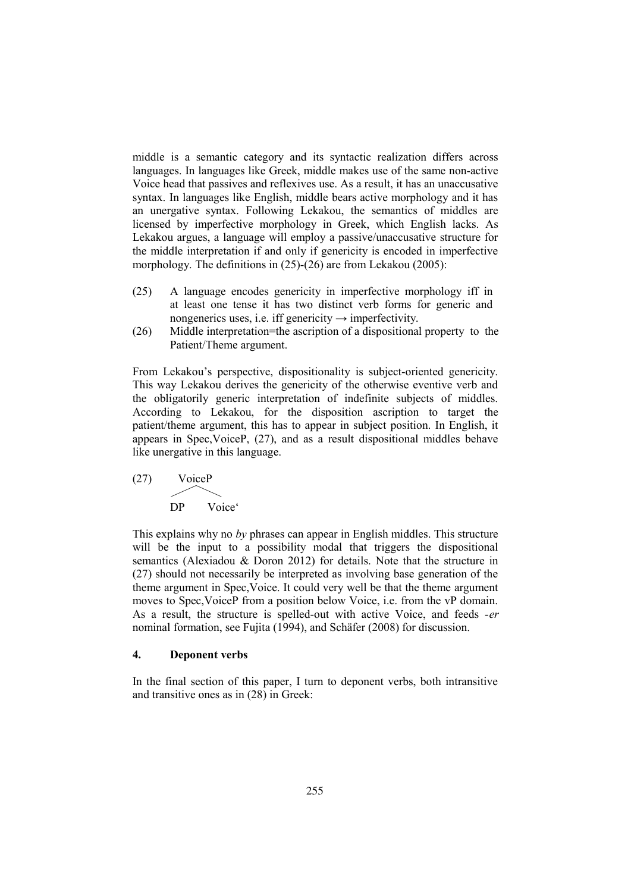middle is a semantic category and its syntactic realization differs across languages. In languages like Greek, middle makes use of the same non-active Voice head that passives and reflexives use. As a result, it has an unaccusative syntax. In languages like English, middle bears active morphology and it has an unergative syntax. Following Lekakou, the semantics of middles are licensed by imperfective morphology in Greek, which English lacks. As Lekakou argues, a language will employ a passive/unaccusative structure for the middle interpretation if and only if genericity is encoded in imperfective morphology. The definitions in (25)-(26) are from Lekakou (2005):

(25) A language encodes genericity in imperfective morphology iff in at least one tense it has two distinct verb forms for generic and nongenerics uses, i.e. iff genericity → imperfectivity.

(26) Middle interpretation=the ascription of a dispositional property to the Patient/Theme argument.

From Lekakou's perspective, dispositionality is subject-oriented genericity. This way Lekakou derives the genericity of the otherwise eventive verb and the obligatorily generic interpretation of indefinite subjects of middles. According to Lekakou, for the disposition ascription to target the patient/theme argument, this has to appear in subject position. In English, it appears in Spec,VoiceP, (27), and as a result dispositional middles behave like unergative in this language.

(27) [VoiceP DP Voice']

```
       VoiceP
      /      \
    DP      Voice'
```

This explains why no *by* phrases can appear in English middles. This structure will be the input to a possibility modal that triggers the dispositional semantics (Alexiadou & Doron 2012) for details. Note that the structure in (27) should not necessarily be interpreted as involving base generation of the theme argument in Spec,Voice. It could very well be that the theme argument moves to Spec,VoiceP from a position below Voice, i.e. from the vP domain. As a result, the structure is spelled-out with active Voice, and feeds *-er* nominal formation, see Fujita (1994), and Schäfer (2008) for discussion.

## 4. Deponent verbs

In the final section of this paper, I turn to deponent verbs, both intransitive and transitive ones as in (28) in Greek: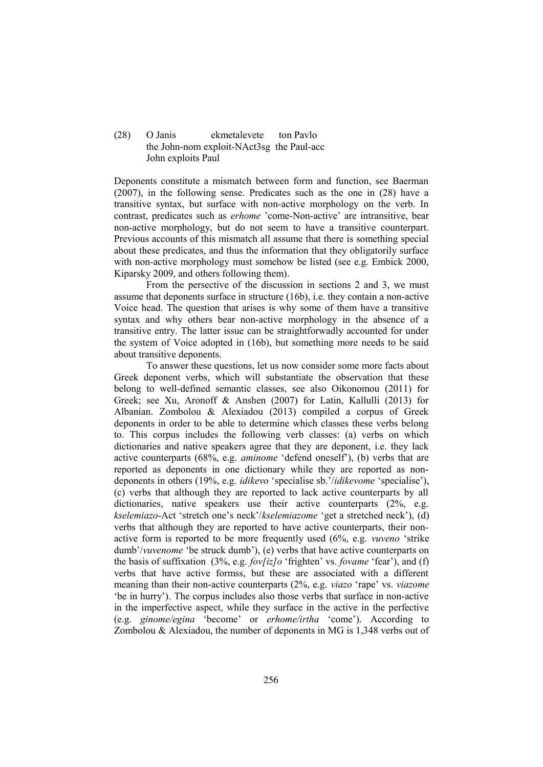(28) O Janis ekmetalevete ton Pavlo
the John-nom exploit-NAct3sg the Paul-acc
John exploits Paul

Deponents constitute a mismatch between form and function, see Baerman (2007), in the following sense. Predicates such as the one in (28) have a transitive syntax, but surface with non-active morphology on the verb. In contrast, predicates such as *erhome* 'come-Non-active' are intransitive, bear non-active morphology, but do not seem to have a transitive counterpart. Previous accounts of this mismatch all assume that there is something special about these predicates, and thus the information that they obligatorily surface with non-active morphology must somehow be listed (see e.g. Embick 2000, Kiparsky 2009, and others following them).

From the persective of the discussion in sections 2 and 3, we must assume that deponents surface in structure (16b), i.e. they contain a non-active Voice head. The question that arises is why some of them have a transitive syntax and why others bear non-active morphology in the absence of a transitive entry. The latter issue can be straightforwadly accounted for under the system of Voice adopted in (16b), but something more needs to be said about transitive deponents.

To answer these questions, let us now consider some more facts about Greek deponent verbs, which will substantiate the observation that these belong to well-defined semantic classes, see also Oikonomou (2011) for Greek; see Xu, Aronoff & Anshen (2007) for Latin, Kallulli (2013) for Albanian. Zombolou & Alexiadou (2013) compiled a corpus of Greek deponents in order to be able to determine which classes these verbs belong to. This corpus includes the following verb classes: (a) verbs on which dictionaries and native speakers agree that they are deponent, i.e. they lack active counterparts (68%, e.g. *aminome* 'defend oneself'), (b) verbs that are reported as deponents in one dictionary while they are reported as non-deponents in others (19%, e.g. *idikevo* 'specialise sb.'/*idikevome* 'specialise'), (c) verbs that although they are reported to lack active counterparts by all dictionaries, native speakers use their active counterparts (2%, e.g. *kselemiazo*-Act 'stretch one's neck'/*kselemiazome* 'get a stretched neck'), (d) verbs that although they are reported to have active counterparts, their non-active form is reported to be more frequently used (6%, e.g. *vuveno* 'strike dumb'/*vuvenome* 'be struck dumb'), (e) verbs that have active counterparts on the basis of suffixation (3%, e.g. *fov[iz]o* 'frighten' vs. *fovame* 'fear'), and (f) verbs that have active formss, but these are associated with a different meaning than their non-active counterparts (2%, e.g. *viazo* 'rape' vs. *viazome* 'be in hurry'). The corpus includes also those verbs that surface in non-active in the imperfective aspect, while they surface in the active in the perfective (e.g. *ginome/egina* 'become' or *erhome/irtha* 'come'). According to Zombolou & Alexiadou, the number of deponents in MG is 1,348 verbs out of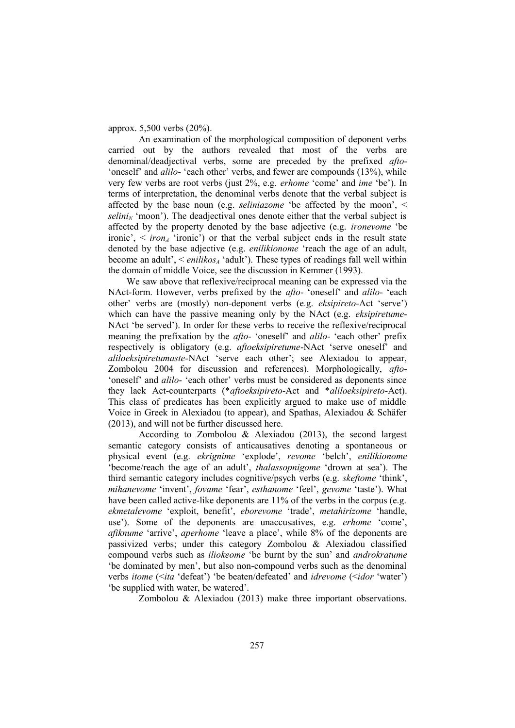approx. 5,500 verbs (20%).

An examination of the morphological composition of deponent verbs carried out by the authors revealed that most of the verbs are denominal/deadjectival verbs, some are preceded by the prefixed *afto-* 'oneself' and *alilo-* 'each other' verbs, and fewer are compounds (13%), while very few verbs are root verbs (just 2%, e.g. *erhome* 'come' and *ime* 'be'). In terms of interpretation, the denominal verbs denote that the verbal subject is affected by the base noun (e.g. *seliniazome* 'be affected by the moon', < *selini*$_N$ 'moon'). The deadjectival ones denote either that the verbal subject is affected by the property denoted by the base adjective (e.g. *ironevome* 'be ironic', < *iron*$_A$ 'ironic') or that the verbal subject ends in the result state denoted by the base adjective (e.g. *enilikionome* 'reach the age of an adult, become an adult', < *enilikos*$_A$ 'adult'). These types of readings fall well within the domain of middle Voice, see the discussion in Kemmer (1993).

We saw above that reflexive/reciprocal meaning can be expressed via the NAct-form. However, verbs prefixed by the *afto-* 'oneself' and *alilo-* 'each other' verbs are (mostly) non-deponent verbs (e.g. *eksipireto*-Act 'serve') which can have the passive meaning only by the NAct (e.g. *eksipiretume*-NAct 'be served'). In order for these verbs to receive the reflexive/reciprocal meaning the prefixation by the *afto-* 'oneself' and *alilo-* 'each other' prefix respectively is obligatory (e.g. *aftoeksipiretume*-NAct 'serve oneself' and *aliloeksipiretumaste*-NAct 'serve each other'; see Alexiadou to appear, Zombolou 2004 for discussion and references). Morphologically, *afto-* 'oneself' and *alilo-* 'each other' verbs must be considered as deponents since they lack Act-counterparts (\**aftoeksipireto*-Act and \**aliloeksipireto*-Act). This class of predicates has been explicitly argued to make use of middle Voice in Greek in Alexiadou (to appear), and Spathas, Alexiadou & Schäfer (2013), and will not be further discussed here.

According to Zombolou & Alexiadou (2013), the second largest semantic category consists of anticausatives denoting a spontaneous or physical event (e.g. *ekrignime* 'explode', *revome* 'belch', *enilikionome* 'become/reach the age of an adult', *thalassopnigome* 'drown at sea'). The third semantic category includes cognitive/psych verbs (e.g. *skeftome* 'think', *mihanevome* 'invent', *fovame* 'fear', *esthanome* 'feel', *gevome* 'taste'). What have been called active-like deponents are 11% of the verbs in the corpus (e.g. *ekmetalevome* 'exploit, benefit', *eborevome* 'trade', *metahirizome* 'handle, use'). Some of the deponents are unaccusatives, e.g. *erhome* 'come', *afiknume* 'arrive', *aperhome* 'leave a place', while 8% of the deponents are passivized verbs; under this category Zombolou & Alexiadou classified compound verbs such as *iliokeome* 'be burnt by the sun' and *androkratume* 'be dominated by men', but also non-compound verbs such as the denominal verbs *itome* (<*ita* 'defeat') 'be beaten/defeated' and *idrevome* (<*idor* 'water') 'be supplied with water, be watered'.

Zombolou & Alexiadou (2013) make three important observations.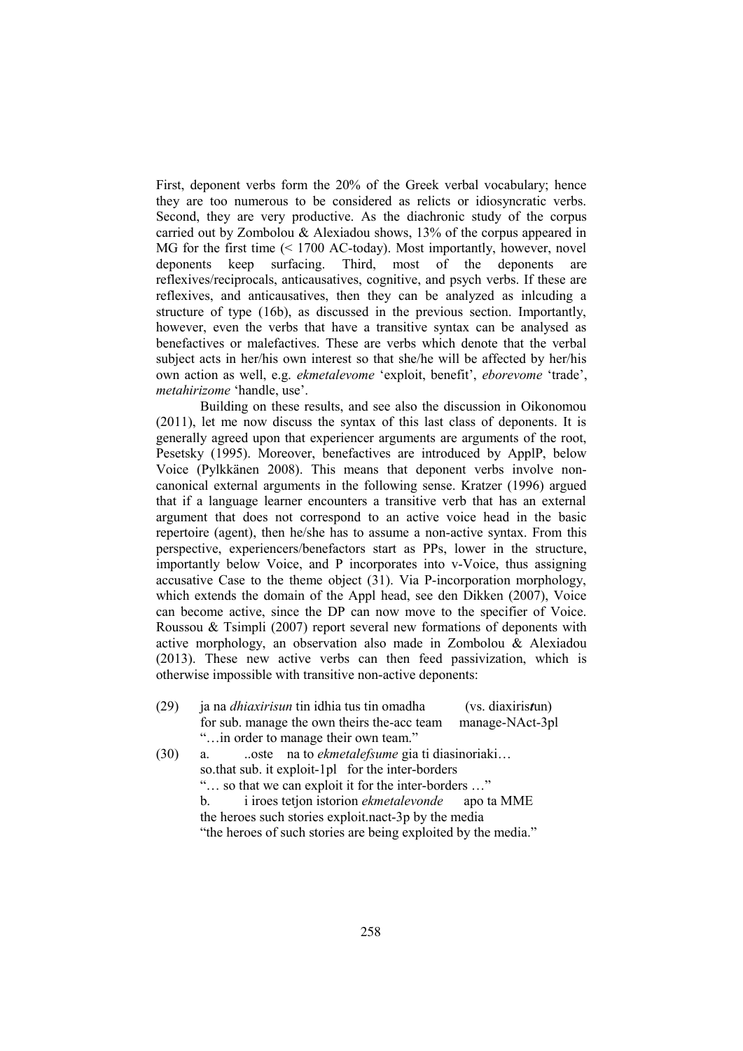First, deponent verbs form the 20% of the Greek verbal vocabulary; hence they are too numerous to be considered as relicts or idiosyncratic verbs. Second, they are very productive. As the diachronic study of the corpus carried out by Zombolou & Alexiadou shows, 13% of the corpus appeared in MG for the first time (< 1700 AC-today). Most importantly, however, novel deponents keep surfacing. Third, most of the deponents are reflexives/reciprocals, anticausatives, cognitive, and psych verbs. If these are reflexives, and anticausatives, then they can be analyzed as inlcuding a structure of type (16b), as discussed in the previous section. Importantly, however, even the verbs that have a transitive syntax can be analysed as benefactives or malefactives. These are verbs which denote that the verbal subject acts in her/his own interest so that she/he will be affected by her/his own action as well, e.g. *ekmetalevome* 'exploit, benefit', *eborevome* 'trade', *metahirizome* 'handle, use'.

Building on these results, and see also the discussion in Oikonomou (2011), let me now discuss the syntax of this last class of deponents. It is generally agreed upon that experiencer arguments are arguments of the root, Pesetsky (1995). Moreover, benefactives are introduced by ApplP, below Voice (Pylkkänen 2008). This means that deponent verbs involve non-canonical external arguments in the following sense. Kratzer (1996) argued that if a language learner encounters a transitive verb that has an external argument that does not correspond to an active voice head in the basic repertoire (agent), then he/she has to assume a non-active syntax. From this perspective, experiencers/benefactors start as PPs, lower in the structure, importantly below Voice, and P incorporates into v-Voice, thus assigning accusative Case to the theme object (31). Via P-incorporation morphology, which extends the domain of the Appl head, see den Dikken (2007), Voice can become active, since the DP can now move to the specifier of Voice. Roussou & Tsimpli (2007) report several new formations of deponents with active morphology, an observation also made in Zombolou & Alexiadou (2013). These new active verbs can then feed passivization, which is otherwise impossible with transitive non-active deponents:

(29) ja na *dhiaxirisun* tin idhia tus tin omadha (vs. diaxiris***t***un)
for sub. manage the own theirs the-acc team manage-NAct-3pl
"…in order to manage their own team."

(30) a. ..oste na to *ekmetalefsume* gia ti diasinoriaki…
so.that sub. it exploit-1pl for the inter-borders
"… so that we can exploit it for the inter-borders …"

b. i iroes tetjon istorion *ekmetalevonde* apo ta MME
the heroes such stories exploit.nact-3p by the media
"the heroes of such stories are being exploited by the media."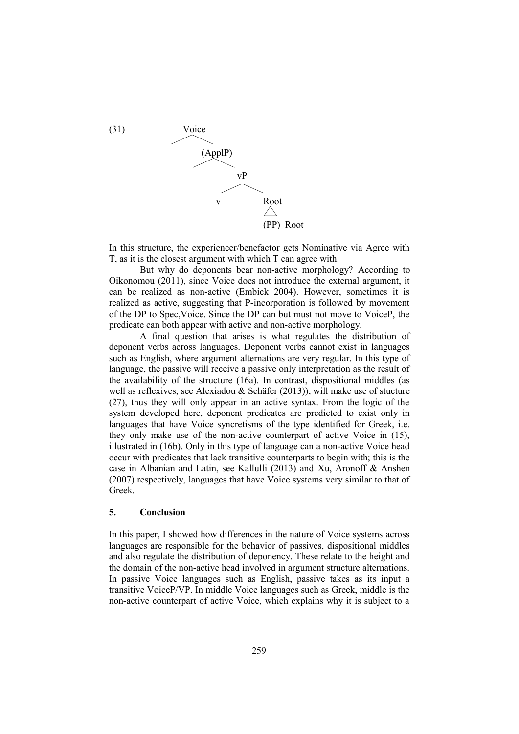(31) 

```
            Voice
           /     \
                (ApplP)
                /     \
                       vP
                      /  \
                     v    Root
                          /\
                       (PP)  Root
```

In this structure, the experiencer/benefactor gets Nominative via Agree with T, as it is the closest argument with which T can agree with.

But why do deponents bear non-active morphology? According to Oikonomou (2011), since Voice does not introduce the external argument, it can be realized as non-active (Embick 2004). However, sometimes it is realized as active, suggesting that P-incorporation is followed by movement of the DP to Spec,Voice. Since the DP can but must not move to VoiceP, the predicate can both appear with active and non-active morphology.

A final question that arises is what regulates the distribution of deponent verbs across languages. Deponent verbs cannot exist in languages such as English, where argument alternations are very regular. In this type of language, the passive will receive a passive only interpretation as the result of the availability of the structure (16a). In contrast, dispositional middles (as well as reflexives, see Alexiadou & Schäfer (2013)), will make use of stucture (27), thus they will only appear in an active syntax. From the logic of the system developed here, deponent predicates are predicted to exist only in languages that have Voice syncretisms of the type identified for Greek, i.e. they only make use of the non-active counterpart of active Voice in (15), illustrated in (16b). Only in this type of language can a non-active Voice head occur with predicates that lack transitive counterparts to begin with; this is the case in Albanian and Latin, see Kallulli (2013) and Xu, Aronoff & Anshen (2007) respectively, languages that have Voice systems very similar to that of Greek.

## 5. Conclusion

In this paper, I showed how differences in the nature of Voice systems across languages are responsible for the behavior of passives, dispositional middles and also regulate the distribution of deponency. These relate to the height and the domain of the non-active head involved in argument structure alternations. In passive Voice languages such as English, passive takes as its input a transitive VoiceP/VP. In middle Voice languages such as Greek, middle is the non-active counterpart of active Voice, which explains why it is subject to a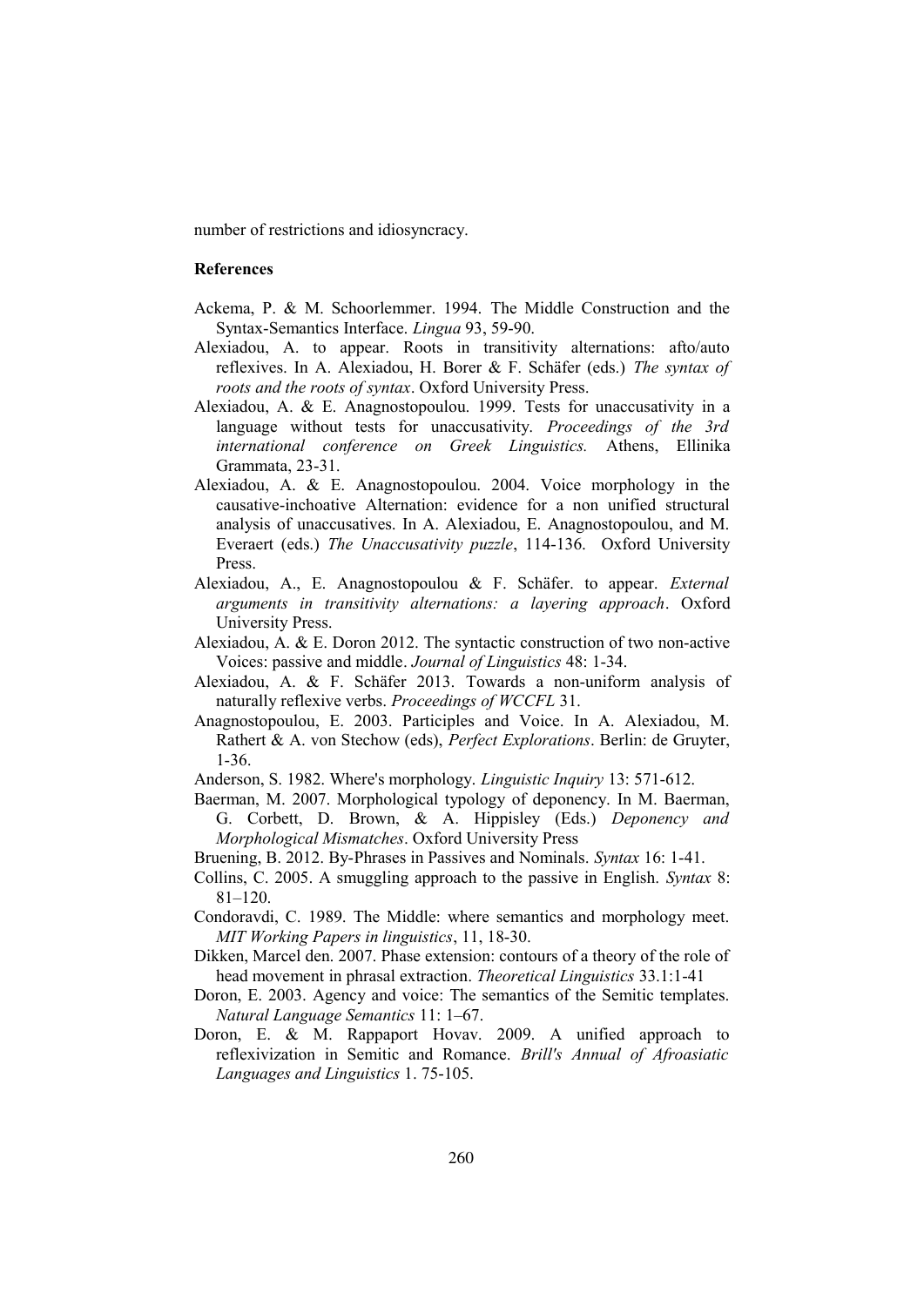number of restrictions and idiosyncracy.

## References

Ackema, P. & M. Schoorlemmer. 1994. The Middle Construction and the Syntax-Semantics Interface. *Lingua* 93, 59-90.

Alexiadou, A. to appear. Roots in transitivity alternations: afto/auto reflexives. In A. Alexiadou, H. Borer & F. Schäfer (eds.) *The syntax of roots and the roots of syntax*. Oxford University Press.

Alexiadou, A. & E. Anagnostopoulou. 1999. Tests for unaccusativity in a language without tests for unaccusativity. *Proceedings of the 3rd international conference on Greek Linguistics.* Athens, Ellinika Grammata, 23-31.

Alexiadou, A. & E. Anagnostopoulou. 2004. Voice morphology in the causative-inchoative Alternation: evidence for a non unified structural analysis of unaccusatives. In A. Alexiadou, E. Anagnostopoulou, and M. Everaert (eds.) *The Unaccusativity puzzle*, 114-136. Oxford University Press.

Alexiadou, A., E. Anagnostopoulou & F. Schäfer. to appear. *External arguments in transitivity alternations: a layering approach*. Oxford University Press.

Alexiadou, A. & E. Doron 2012. The syntactic construction of two non-active Voices: passive and middle. *Journal of Linguistics* 48: 1-34.

Alexiadou, A. & F. Schäfer 2013. Towards a non-uniform analysis of naturally reflexive verbs. *Proceedings of WCCFL* 31.

Anagnostopoulou, E. 2003. Participles and Voice. In A. Alexiadou, M. Rathert & A. von Stechow (eds), *Perfect Explorations*. Berlin: de Gruyter, 1-36.

Anderson, S. 1982. Where's morphology. *Linguistic Inquiry* 13: 571-612.

Baerman, M. 2007. Morphological typology of deponency. In M. Baerman, G. Corbett, D. Brown, & A. Hippisley (Eds.) *Deponency and Morphological Mismatches*. Oxford University Press

Bruening, B. 2012. By-Phrases in Passives and Nominals. *Syntax* 16: 1-41.

Collins, C. 2005. A smuggling approach to the passive in English. *Syntax* 8: 81–120.

Condoravdi, C. 1989. The Middle: where semantics and morphology meet. *MIT Working Papers in linguistics*, 11, 18-30.

Dikken, Marcel den. 2007. Phase extension: contours of a theory of the role of head movement in phrasal extraction. *Theoretical Linguistics* 33.1:1-41

Doron, E. 2003. Agency and voice: The semantics of the Semitic templates. *Natural Language Semantics* 11: 1–67.

Doron, E. & M. Rappaport Hovav. 2009. A unified approach to reflexivization in Semitic and Romance. *Brill's Annual of Afroasiatic Languages and Linguistics* 1. 75-105.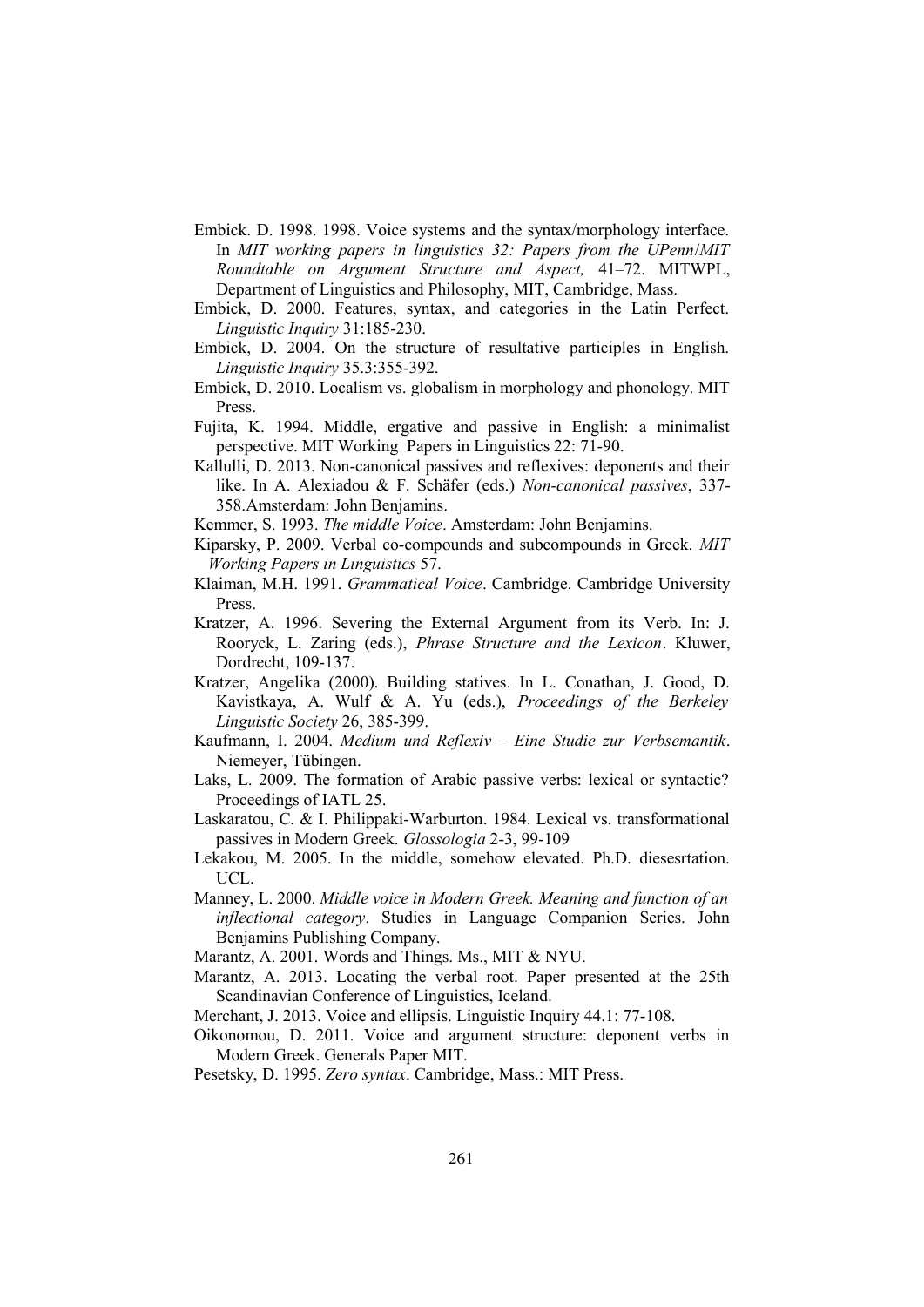Embick. D. 1998. 1998. Voice systems and the syntax/morphology interface. In *MIT working papers in linguistics 32: Papers from the UPenn/MIT Roundtable on Argument Structure and Aspect,* 41–72. MITWPL, Department of Linguistics and Philosophy, MIT, Cambridge, Mass.

Embick, D. 2000. Features, syntax, and categories in the Latin Perfect. *Linguistic Inquiry* 31:185-230.

Embick, D. 2004. On the structure of resultative participles in English. *Linguistic Inquiry* 35.3:355-392.

Embick, D. 2010. Localism vs. globalism in morphology and phonology. MIT Press.

Fujita, K. 1994. Middle, ergative and passive in English: a minimalist perspective. MIT Working Papers in Linguistics 22: 71-90.

Kallulli, D. 2013. Non-canonical passives and reflexives: deponents and their like. In A. Alexiadou & F. Schäfer (eds.) *Non-canonical passives*, 337-358.Amsterdam: John Benjamins.

Kemmer, S. 1993. *The middle Voice*. Amsterdam: John Benjamins.

Kiparsky, P. 2009. Verbal co-compounds and subcompounds in Greek. *MIT Working Papers in Linguistics* 57.

Klaiman, M.H. 1991. *Grammatical Voice*. Cambridge. Cambridge University Press.

Kratzer, A. 1996. Severing the External Argument from its Verb. In: J. Rooryck, L. Zaring (eds.), *Phrase Structure and the Lexicon*. Kluwer, Dordrecht, 109-137.

Kratzer, Angelika (2000). Building statives. In L. Conathan, J. Good, D. Kavistkaya, A. Wulf & A. Yu (eds.), *Proceedings of the Berkeley Linguistic Society* 26, 385-399.

Kaufmann, I. 2004. *Medium und Reflexiv – Eine Studie zur Verbsemantik*. Niemeyer, Tübingen.

Laks, L. 2009. The formation of Arabic passive verbs: lexical or syntactic? Proceedings of IATL 25.

Laskaratou, C. & I. Philippaki-Warburton. 1984. Lexical vs. transformational passives in Modern Greek. *Glossologia* 2-3, 99-109

Lekakou, M. 2005. In the middle, somehow elevated. Ph.D. diesesrtation. UCL.

Manney, L. 2000. *Middle voice in Modern Greek. Meaning and function of an inflectional category*. Studies in Language Companion Series. John Benjamins Publishing Company.

Marantz, A. 2001. Words and Things. Ms., MIT & NYU.

Marantz, A. 2013. Locating the verbal root. Paper presented at the 25th Scandinavian Conference of Linguistics, Iceland.

Merchant, J. 2013. Voice and ellipsis. Linguistic Inquiry 44.1: 77-108.

Oikonomou, D. 2011. Voice and argument structure: deponent verbs in Modern Greek. Generals Paper MIT.

Pesetsky, D. 1995. *Zero syntax*. Cambridge, Mass.: MIT Press.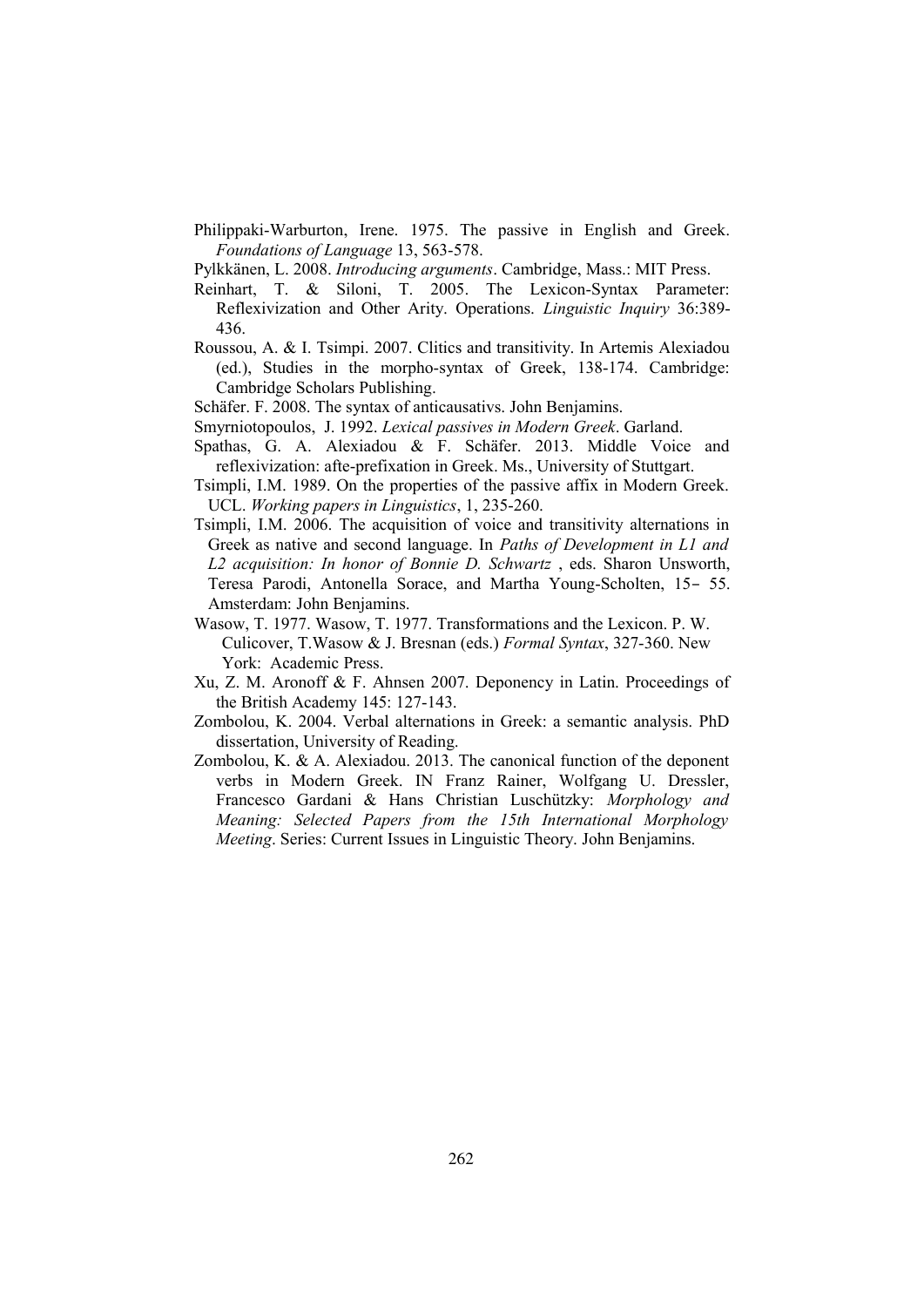Philippaki-Warburton, Irene. 1975. The passive in English and Greek. *Foundations of Language* 13, 563-578.

Pylkkänen, L. 2008. *Introducing arguments*. Cambridge, Mass.: MIT Press.

Reinhart, T. & Siloni, T. 2005. The Lexicon-Syntax Parameter: Reflexivization and Other Arity. Operations. *Linguistic Inquiry* 36:389-436.

Roussou, A. & I. Tsimpi. 2007. Clitics and transitivity. In Artemis Alexiadou (ed.), Studies in the morpho-syntax of Greek, 138-174. Cambridge: Cambridge Scholars Publishing.

Schäfer. F. 2008. The syntax of anticausativs. John Benjamins.

Smyrniotopoulos, J. 1992. *Lexical passives in Modern Greek*. Garland.

Spathas, G. A. Alexiadou & F. Schäfer. 2013. Middle Voice and reflexivization: afte-prefixation in Greek. Ms., University of Stuttgart.

Tsimpli, I.M. 1989. On the properties of the passive affix in Modern Greek. UCL. *Working papers in Linguistics*, 1, 235-260.

Tsimpli, I.M. 2006. The acquisition of voice and transitivity alternations in Greek as native and second language. In *Paths of Development in L1 and L2 acquisition: In honor of Bonnie D. Schwartz* , eds. Sharon Unsworth, Teresa Parodi, Antonella Sorace, and Martha Young-Scholten, 15– 55. Amsterdam: John Benjamins.

Wasow, T. 1977. Wasow, T. 1977. Transformations and the Lexicon. P. W. Culicover, T.Wasow & J. Bresnan (eds.) *Formal Syntax*, 327-360. New York: Academic Press.

Xu, Z. M. Aronoff & F. Ahnsen 2007. Deponency in Latin. Proceedings of the British Academy 145: 127-143.

Zombolou, K. 2004. Verbal alternations in Greek: a semantic analysis. PhD dissertation, University of Reading.

Zombolou, K. & A. Alexiadou. 2013. The canonical function of the deponent verbs in Modern Greek. IN Franz Rainer, Wolfgang U. Dressler, Francesco Gardani & Hans Christian Luschützky: *Morphology and Meaning: Selected Papers from the 15th International Morphology Meeting*. Series: Current Issues in Linguistic Theory. John Benjamins.